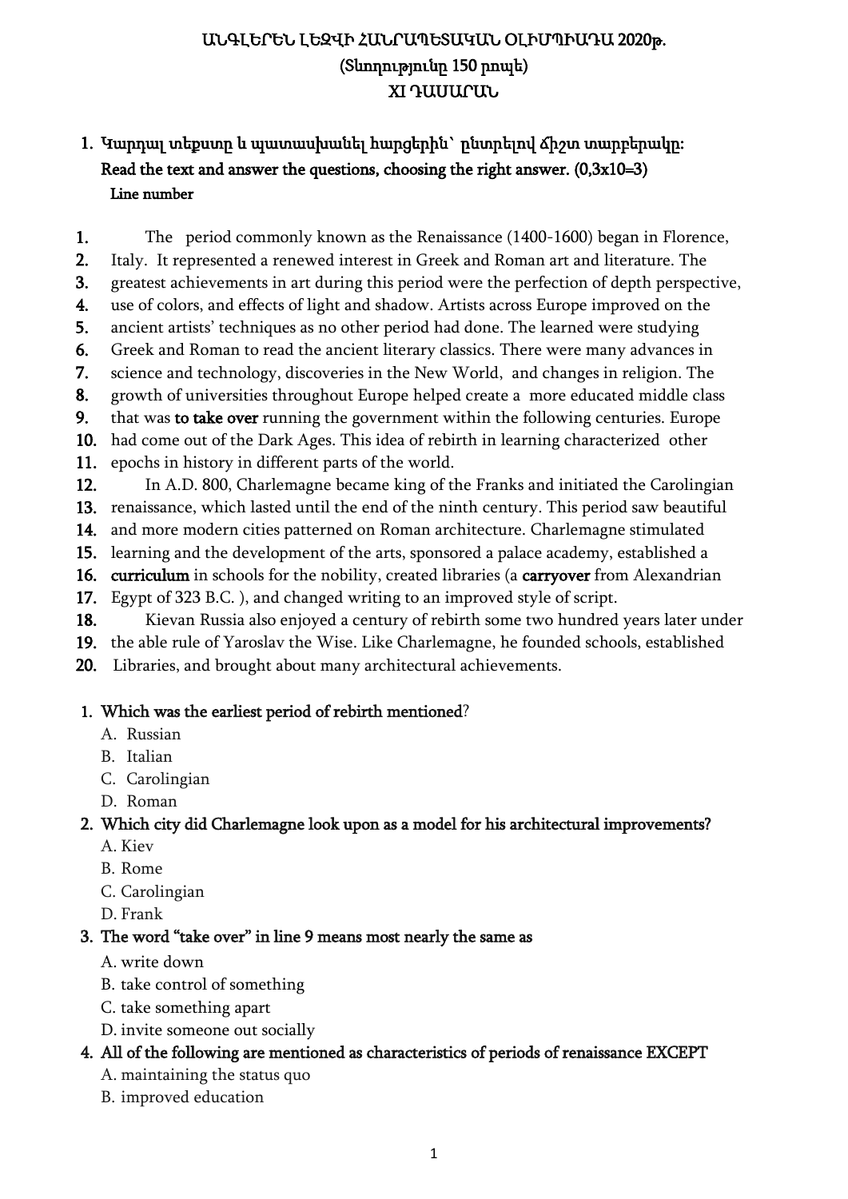# ԱՆԳԼԵՐԵՆ ԼԵԶՎԻ ՀԱՆՐԱՊԵՏԱԿԱՆ ՕԼԻՄՊԻԱԴԱ 2020թ.
## (Տևողությունը 150 րոպե)
## XI ԴԱՍԱՐԱՆ

1. **Կարդալ տեքստը և պատասխանել հարցերին՝ ընտրելով ճիշտ տարբերակը:**
   **Read the text and answer the questions, choosing the right answer. (0,3x10=3)**

**Line number**

1. The period commonly known as the Renaissance (1400-1600) began in Florence,
2. Italy. It represented a renewed interest in Greek and Roman art and literature. The
3. greatest achievements in art during this period were the perfection of depth perspective,
4. use of colors, and effects of light and shadow. Artists across Europe improved on the
5. ancient artists' techniques as no other period had done. The learned were studying
6. Greek and Roman to read the ancient literary classics. There were many advances in
7. science and technology, discoveries in the New World, and changes in religion. The
8. growth of universities throughout Europe helped create a more educated middle class
9. that was **to take over** running the government within the following centuries. Europe
10. had come out of the Dark Ages. This idea of rebirth in learning characterized other
11. epochs in history in different parts of the world.
12. In A.D. 800, Charlemagne became king of the Franks and initiated the Carolingian
13. renaissance, which lasted until the end of the ninth century. This period saw beautiful
14. and more modern cities patterned on Roman architecture. Charlemagne stimulated
15. learning and the development of the arts, sponsored a palace academy, established a
16. **curriculum** in schools for the nobility, created libraries (a **carryover** from Alexandrian
17. Egypt of 323 B.C. ), and changed writing to an improved style of script.
18. Kievan Russia also enjoyed a century of rebirth some two hundred years later under
19. the able rule of Yaroslav the Wise. Like Charlemagne, he founded schools, established
20. Libraries, and brought about many architectural achievements.

1. **Which was the earliest period of rebirth mentioned**?
   A. Russian
   B. Italian
   C. Carolingian
   D. Roman
2. **Which city did Charlemagne look upon as a model for his architectural improvements?**
   A. Kiev
   B. Rome
   C. Carolingian
   D. Frank
3. **The word "take over" in line 9 means most nearly the same as**
   A. write down
   B. take control of something
   C. take something apart
   D. invite someone out socially
4. **All of the following are mentioned as characteristics of periods of renaissance EXCEPT**
   A. maintaining the status quo
   B. improved education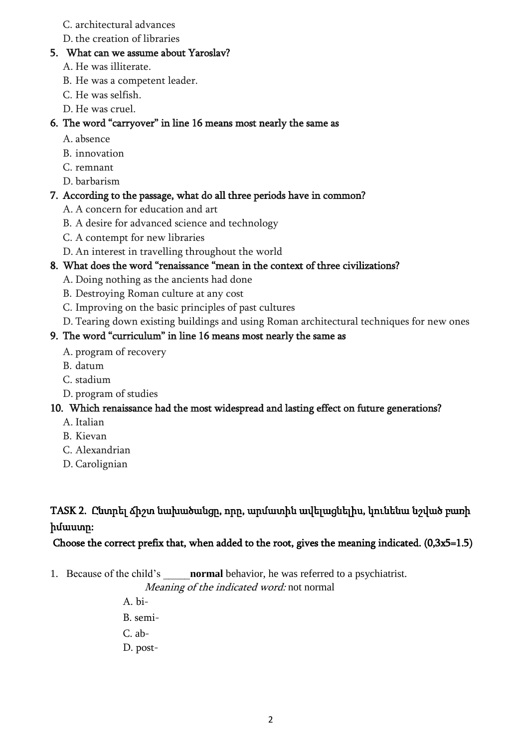C. architectural advances

D. the creation of libraries

**5. What can we assume about Yaroslav?**

A. He was illiterate.

B. He was a competent leader.

C. He was selfish.

D. He was cruel.

**6. The word "carryover" in line 16 means most nearly the same as**

A. absence

B. innovation

C. remnant

D. barbarism

**7. According to the passage, what do all three periods have in common?**

A. A concern for education and art

B. A desire for advanced science and technology

C. A contempt for new libraries

D. An interest in travelling throughout the world

**8. What does the word "renaissance "mean in the context of three civilizations?**

A. Doing nothing as the ancients had done

B. Destroying Roman culture at any cost

C. Improving on the basic principles of past cultures

D. Tearing down existing buildings and using Roman architectural techniques for new ones

**9. The word "curriculum" in line 16 means most nearly the same as**

A. program of recovery

B. datum

C. stadium

D. program of studies

**10. Which renaissance had the most widespread and lasting effect on future generations?**

A. Italian

B. Kievan

C. Alexandrian

D. Carolignian

**TASK 2. Ընտրել ճիշտ նախածանցը, որը, արմատին ավելացնելիս, կունենա նշված բառի իմաստը:**

**Choose the correct prefix that, when added to the root, gives the meaning indicated. (0,3x5=1.5)**

1. Because of the child's _____**normal** behavior, he was referred to a psychiatrist.

*Meaning of the indicated word:* not normal

A. bi-

B. semi-

C. ab-

D. post-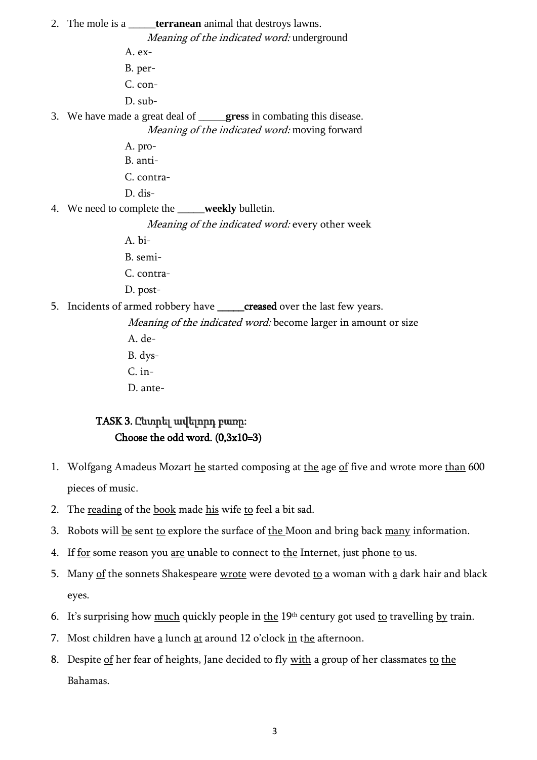2. The mole is a _____**terranean** animal that destroys lawns.

   *Meaning of the indicated word:* underground

   A. ex-

   B. per-

   C. con-

   D. sub-

3. We have made a great deal of _____**gress** in combating this disease.

   *Meaning of the indicated word:* moving forward

   A. pro-

   B. anti-

   C. contra-

   D. dis-

4. We need to complete the _____**weekly** bulletin.

   *Meaning of the indicated word:* every other week

   A. bi-

   B. semi-

   C. contra-

   D. post-

5. Incidents of armed robbery have _____**creased** over the last few years.

   *Meaning of the indicated word:* become larger in amount or size

   A. de-

   B. dys-

   C. in-

   D. ante-

**TASK 3. Ընտրել ավելորդ բառը:**
**Choose the odd word. (0,3x10=3)**

1. Wolfgang Amadeus Mozart <u>he</u> started composing at <u>the</u> age <u>of</u> five and wrote more <u>than</u> 600 pieces of music.
2. The <u>reading</u> of the <u>book</u> made <u>his</u> wife <u>to</u> feel a bit sad.
3. Robots will <u>be</u> sent <u>to</u> explore the surface of <u>the</u> Moon and bring back <u>many</u> information.
4. If <u>for</u> some reason you <u>are</u> unable to connect to <u>the</u> Internet, just phone <u>to</u> us.
5. Many <u>of</u> the sonnets Shakespeare <u>wrote</u> were devoted <u>to</u> a woman with <u>a</u> dark hair and black eyes.
6. It's surprising how <u>much</u> quickly people in <u>the</u> 19th century got used <u>to</u> travelling <u>by</u> train.
7. Most children have <u>a</u> lunch <u>at</u> around 12 o'clock <u>in</u> t<u>he</u> afternoon.
8. Despite <u>of</u> her fear of heights, Jane decided to fly <u>with</u> a group of her classmates <u>to the</u> Bahamas.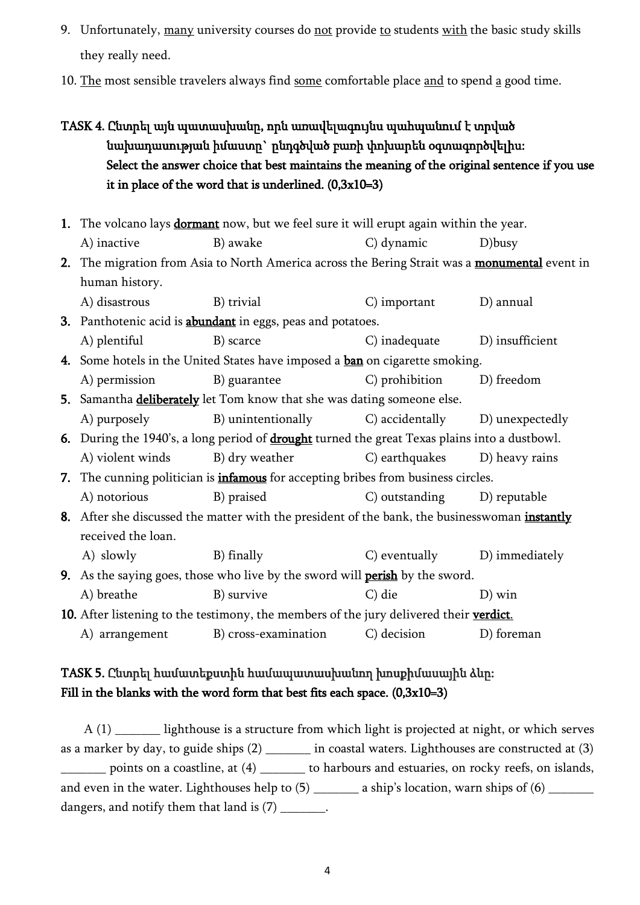9. Unfortunately, <u>many</u> university courses do <u>not</u> provide <u>to</u> students <u>with</u> the basic study skills they really need.
10. <u>The</u> most sensible travelers always find <u>some</u> comfortable place <u>and</u> to spend <u>a</u> good time.

**TASK 4. Ընտրել այն պատասխանը, որն առավելագույնս պահպանում է տրված նախադասության իմաստը՝ ընդգծված բառի փոխարեն օգտագործվելիս:**
**Select the answer choice that best maintains the meaning of the original sentence if you use it in place of the word that is underlined. (0,3x10=3)**

1. The volcano lays **<u>dormant</u>** now, but we feel sure it will erupt again within the year.
   A) inactive B) awake C) dynamic D)busy
2. The migration from Asia to North America across the Bering Strait was a **<u>monumental</u>** event in human history.
   A) disastrous B) trivial C) important D) annual
3. Panthotenic acid is **<u>abundant</u>** in eggs, peas and potatoes.
   A) plentiful B) scarce C) inadequate D) insufficient
4. Some hotels in the United States have imposed a **<u>ban</u>** on cigarette smoking.
   A) permission B) guarantee C) prohibition D) freedom
5. Samantha **<u>deliberately</u>** let Tom know that she was dating someone else.
   A) purposely B) unintentionally C) accidentally D) unexpectedly
6. During the 1940's, a long period of **<u>drought</u>** turned the great Texas plains into a dustbowl.
   A) violent winds B) dry weather C) earthquakes D) heavy rains
7. The cunning politician is **<u>infamous</u>** for accepting bribes from business circles.
   A) notorious B) praised C) outstanding D) reputable
8. After she discussed the matter with the president of the bank, the businesswoman **<u>instantly</u>** received the loan.
   A) slowly B) finally C) eventually D) immediately
9. As the saying goes, those who live by the sword will **<u>perish</u>** by the sword.
   A) breathe B) survive C) die D) win
10. After listening to the testimony, the members of the jury delivered their **<u>verdict</u>**.
    A) arrangement B) cross-examination C) decision D) foreman

**TASK 5. Ընտրել համատեքստին համապատասխանող խոսքիմասային ձևը:**
**Fill in the blanks with the word form that best fits each space. (0,3x10=3)**

A (1) _______ lighthouse is a structure from which light is projected at night, or which serves as a marker by day, to guide ships (2) _______ in coastal waters. Lighthouses are constructed at (3) _______ points on a coastline, at (4) _______ to harbours and estuaries, on rocky reefs, on islands, and even in the water. Lighthouses help to (5) _______ a ship's location, warn ships of (6) _______ dangers, and notify them that land is (7) _______.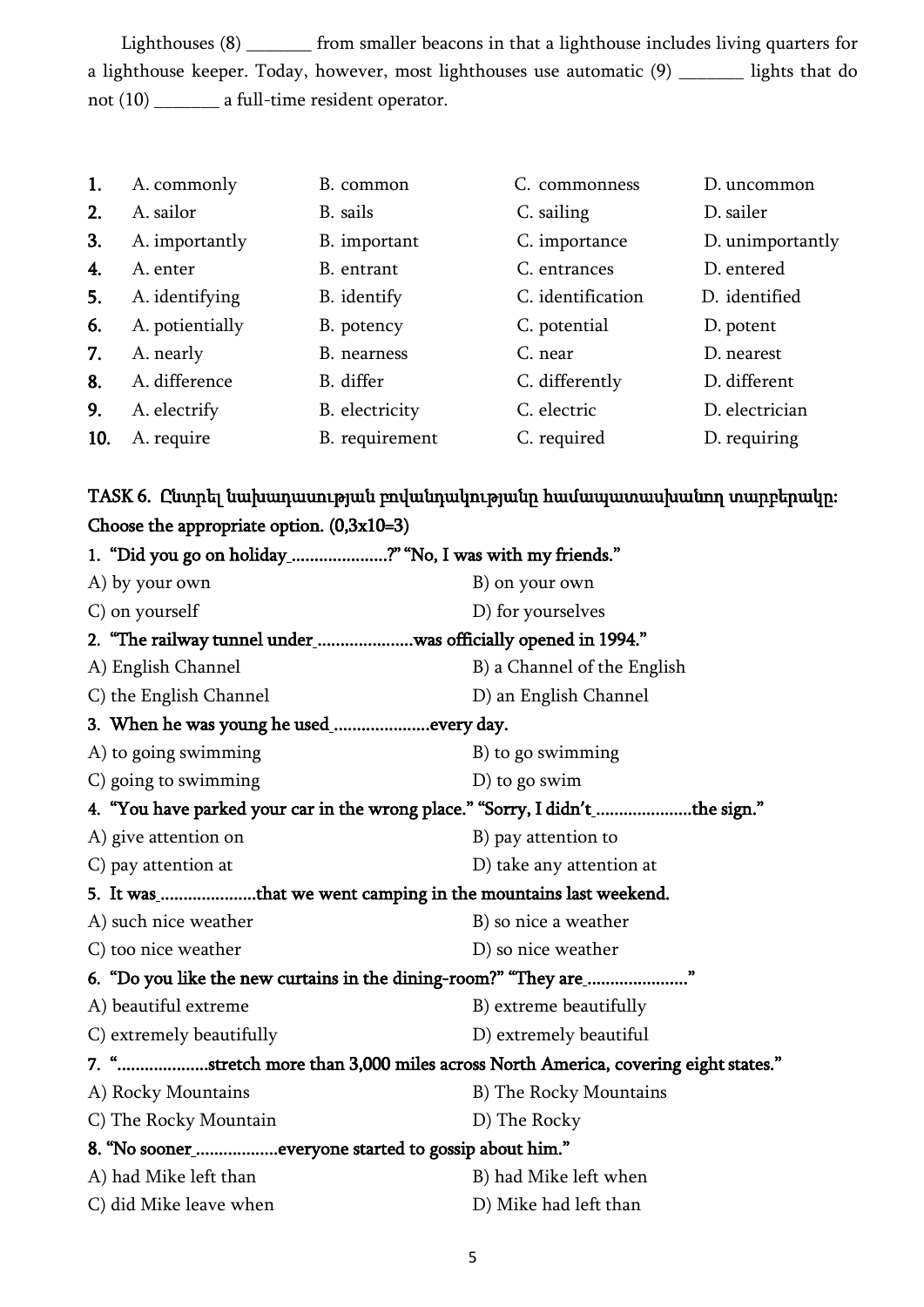Lighthouses (8) _______ from smaller beacons in that a lighthouse includes living quarters for a lighthouse keeper. Today, however, most lighthouses use automatic (9) _______ lights that do not (10) _______ a full-time resident operator.

| | | | | |
|---|---|---|---|---|
| **1.** | A. commonly | B. common | C. commonness | D. uncommon |
| **2.** | A. sailor | B. sails | C. sailing | D. sailer |
| **3.** | A. importantly | B. important | C. importance | D. unimportantly |
| **4.** | A. enter | B. entrant | C. entrances | D. entered |
| **5.** | A. identifying | B. identify | C. identification | D. identified |
| **6.** | A. potientially | B. potency | C. potential | D. potent |
| **7.** | A. nearly | B. nearness | C. near | D. nearest |
| **8.** | A. difference | B. differ | C. differently | D. different |
| **9.** | A. electrify | B. electricity | C. electric | D. electrician |
| **10.** | A. require | B. requirement | C. required | D. requiring |

**TASK 6. Ընտրել նախադասության բովանդակությանը համապատասխանող տարբերակը: Choose the appropriate option. (0,3x10=3)**

**1. "Did you go on holiday.....................?" "No, I was with my friends."**

A) by your own  
B) on your own  
C) on yourself  
D) for yourselves

**2. "The railway tunnel under.....................was officially opened in 1994."**

A) English Channel  
B) a Channel of the English  
C) the English Channel  
D) an English Channel

**3. When he was young he used.....................every day.**

A) to going swimming  
B) to go swimming  
C) going to swimming  
D) to go swim

**4. "You have parked your car in the wrong place." "Sorry, I didn't.....................the sign."**

A) give attention on  
B) pay attention to  
C) pay attention at  
D) take any attention at

**5. It was.....................that we went camping in the mountains last weekend.**

A) such nice weather  
B) so nice a weather  
C) too nice weather  
D) so nice weather

**6. "Do you like the new curtains in the dining-room?" "They are......................"**

A) beautiful extreme  
B) extreme beautifully  
C) extremely beautifully  
D) extremely beautiful

**7. "....................stretch more than 3,000 miles across North America, covering eight states."**

A) Rocky Mountains  
B) The Rocky Mountains  
C) The Rocky Mountain  
D) The Rocky

**8. "No sooner..................everyone started to gossip about him."**

A) had Mike left than  
B) had Mike left when  
C) did Mike leave when  
D) Mike had left than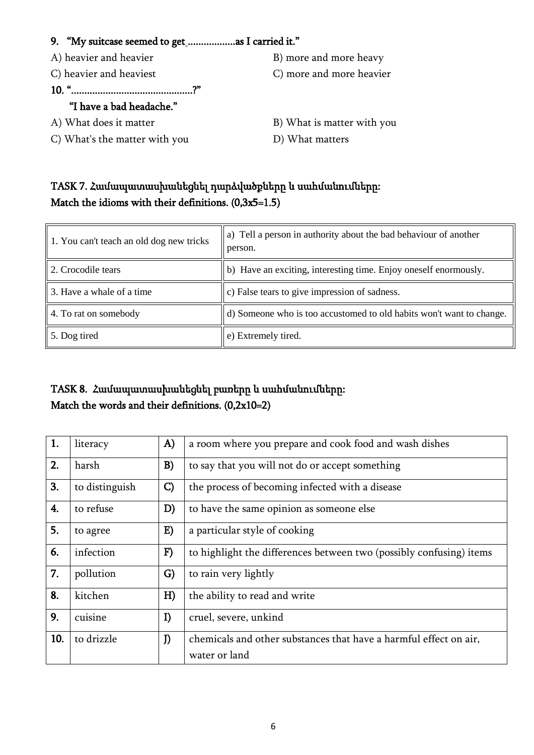**9. "My suitcase seemed to get ..................as I carried it."**

A) heavier and heavier

B) more and more heavy

C) heavier and heaviest

C) more and more heavier

**10. "..............................................?"**

**"I have a bad headache."**

A) What does it matter

B) What is matter with you

C) What's the matter with you

D) What matters

## TASK 7. Համապատասխանեցնել դարձվածքները և սահմանումները:
## Match the idioms with their definitions. (0,3x5=1.5)

| | |
|---|---|
| 1. You can't teach an old dog new tricks | a) Tell a person in authority about the bad behaviour of another person. |
| 2. Crocodile tears | b) Have an exciting, interesting time. Enjoy oneself enormously. |
| 3. Have a whale of a time | c) False tears to give impression of sadness. |
| 4. To rat on somebody | d) Someone who is too accustomed to old habits won't want to change. |
| 5. Dog tired | e) Extremely tired. |

## TASK 8. Համապատասխանեցնել բառերը և սահմանումները:
## Match the words and their definitions. (0,2x10=2)

| | | | |
|---|---|---|---|
| **1.** | literacy | **A)** | a room where you prepare and cook food and wash dishes |
| **2.** | harsh | **B)** | to say that you will not do or accept something |
| **3.** | to distinguish | **C)** | the process of becoming infected with a disease |
| **4.** | to refuse | **D)** | to have the same opinion as someone else |
| **5.** | to agree | **E)** | a particular style of cooking |
| **6.** | infection | **F)** | to highlight the differences between two (possibly confusing) items |
| **7.** | pollution | **G)** | to rain very lightly |
| **8.** | kitchen | **H)** | the ability to read and write |
| **9.** | cuisine | **I)** | cruel, severe, unkind |
| **10.** | to drizzle | **J)** | chemicals and other substances that have a harmful effect on air, water or land |